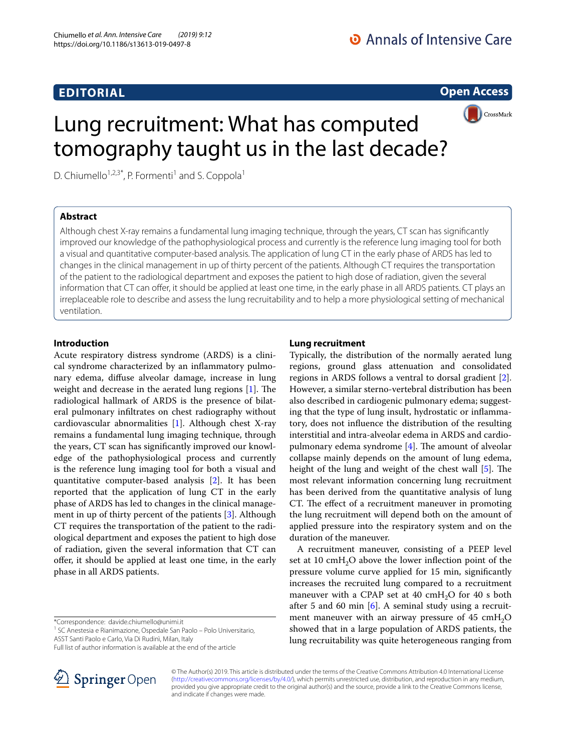EDITORIAL

Open Access

# Lung recruitment: What has computed tomography taught us in the last decade?

D. Chiumello[1,2,3*], P. Formenti[1] and S. Coppola[1]

## Abstract

Although chest X-ray remains a fundamental lung imaging technique, through the years, CT scan has significantly improved our knowledge of the pathophysiological process and currently is the reference lung imaging tool for both a visual and quantitative computer-based analysis. The application of lung CT in the early phase of ARDS has led to changes in the clinical management in up of thirty percent of the patients. Although CT requires the transportation of the patient to the radiological department and exposes the patient to high dose of radiation, given the several information that CT can offer, it should be applied at least one time, in the early phase in all ARDS patients. CT plays an irreplaceable role to describe and assess the lung recruitability and to help a more physiological setting of mechanical ventilation.

## Introduction

Acute respiratory distress syndrome (ARDS) is a clinical syndrome characterized by an inflammatory pulmonary edema, diffuse alveolar damage, increase in lung weight and decrease in the aerated lung regions [1]. The radiological hallmark of ARDS is the presence of bilateral pulmonary infiltrates on chest radiography without cardiovascular abnormalities [1]. Although chest X-ray remains a fundamental lung imaging technique, through the years, CT scan has significantly improved our knowledge of the pathophysiological process and currently is the reference lung imaging tool for both a visual and quantitative computer-based analysis [2]. It has been reported that the application of lung CT in the early phase of ARDS has led to changes in the clinical management in up of thirty percent of the patients [3]. Although CT requires the transportation of the patient to the radiological department and exposes the patient to high dose of radiation, given the several information that CT can offer, it should be applied at least one time, in the early phase in all ARDS patients.

## Lung recruitment

Typically, the distribution of the normally aerated lung regions, ground glass attenuation and consolidated regions in ARDS follows a ventral to dorsal gradient [2]. However, a similar sterno-vertebral distribution has been also described in cardiogenic pulmonary edema; suggesting that the type of lung insult, hydrostatic or inflammatory, does not influence the distribution of the resulting interstitial and intra-alveolar edema in ARDS and cardiopulmonary edema syndrome [4]. The amount of alveolar collapse mainly depends on the amount of lung edema, height of the lung and weight of the chest wall [5]. The most relevant information concerning lung recruitment has been derived from the quantitative analysis of lung CT. The effect of a recruitment maneuver in promoting the lung recruitment will depend both on the amount of applied pressure into the respiratory system and on the duration of the maneuver.

A recruitment maneuver, consisting of a PEEP level set at 10 $cmH_2O$ above the lower inflection point of the pressure volume curve applied for 15 min, significantly increases the recruited lung compared to a recruitment maneuver with a CPAP set at 40 $cmH_2O$ for 40 s both after 5 and 60 min [6]. A seminal study using a recruitment maneuver with an airway pressure of 45 $cmH_2O$ showed that in a large population of ARDS patients, the lung recruitability was quite heterogeneous ranging from

*Correspondence: davide.chiumello@unimi.it
[1] SC Anestesia e Rianimazione, Ospedale San Paolo – Polo Universitario, ASST Santi Paolo e Carlo, Via Di Rudinì, Milan, Italy
Full list of author information is available at the end of the article

© The Author(s) 2019. This article is distributed under the terms of the Creative Commons Attribution 4.0 International License (http://creativecommons.org/licenses/by/4.0/), which permits unrestricted use, distribution, and reproduction in any medium, provided you give appropriate credit to the original author(s) and the source, provide a link to the Creative Commons license, and indicate if changes were made.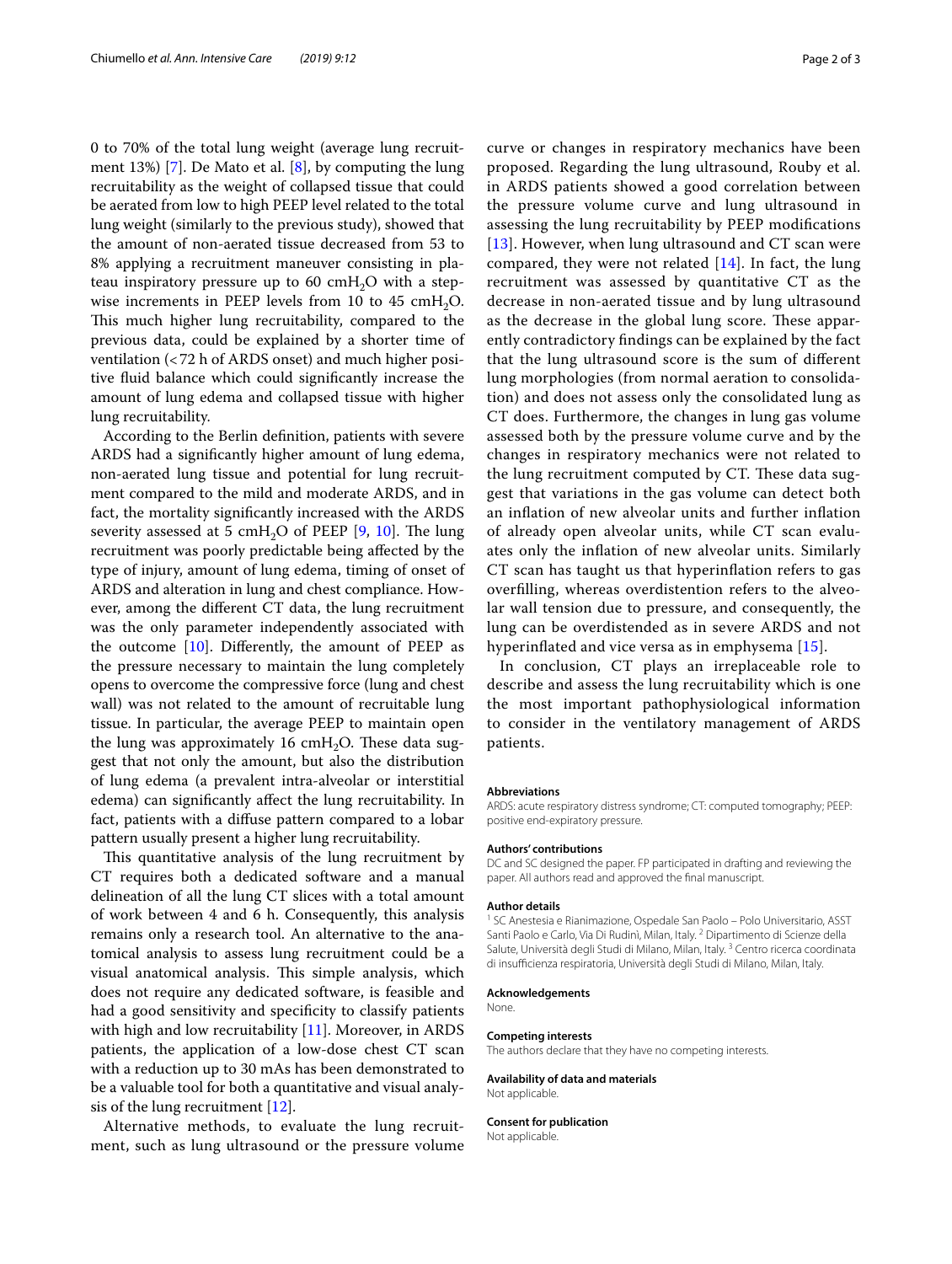0 to 70% of the total lung weight (average lung recruitment 13%) [7]. De Mato et al. [8], by computing the lung recruitability as the weight of collapsed tissue that could be aerated from low to high PEEP level related to the total lung weight (similarly to the previous study), showed that the amount of non-aerated tissue decreased from 53 to 8% applying a recruitment maneuver consisting in plateau inspiratory pressure up to 60 $cmH_2O$ with a stepwise increments in PEEP levels from 10 to 45 $cmH_2O$. This much higher lung recruitability, compared to the previous data, could be explained by a shorter time of ventilation (< 72 h of ARDS onset) and much higher positive fluid balance which could significantly increase the amount of lung edema and collapsed tissue with higher lung recruitability.

According to the Berlin definition, patients with severe ARDS had a significantly higher amount of lung edema, non-aerated lung tissue and potential for lung recruitment compared to the mild and moderate ARDS, and in fact, the mortality significantly increased with the ARDS severity assessed at 5 $cmH_2O$ of PEEP [9, 10]. The lung recruitment was poorly predictable being affected by the type of injury, amount of lung edema, timing of onset of ARDS and alteration in lung and chest compliance. However, among the different CT data, the lung recruitment was the only parameter independently associated with the outcome [10]. Differently, the amount of PEEP as the pressure necessary to maintain the lung completely opens to overcome the compressive force (lung and chest wall) was not related to the amount of recruitable lung tissue. In particular, the average PEEP to maintain open the lung was approximately 16 $cmH_2O$. These data suggest that not only the amount, but also the distribution of lung edema (a prevalent intra-alveolar or interstitial edema) can significantly affect the lung recruitability. In fact, patients with a diffuse pattern compared to a lobar pattern usually present a higher lung recruitability.

This quantitative analysis of the lung recruitment by CT requires both a dedicated software and a manual delineation of all the lung CT slices with a total amount of work between 4 and 6 h. Consequently, this analysis remains only a research tool. An alternative to the anatomical analysis to assess lung recruitment could be a visual anatomical analysis. This simple analysis, which does not require any dedicated software, is feasible and had a good sensitivity and specificity to classify patients with high and low recruitability [11]. Moreover, in ARDS patients, the application of a low-dose chest CT scan with a reduction up to 30 mAs has been demonstrated to be a valuable tool for both a quantitative and visual analysis of the lung recruitment [12].

Alternative methods, to evaluate the lung recruitment, such as lung ultrasound or the pressure volume curve or changes in respiratory mechanics have been proposed. Regarding the lung ultrasound, Rouby et al. in ARDS patients showed a good correlation between the pressure volume curve and lung ultrasound in assessing the lung recruitability by PEEP modifications [13]. However, when lung ultrasound and CT scan were compared, they were not related [14]. In fact, the lung recruitment was assessed by quantitative CT as the decrease in non-aerated tissue and by lung ultrasound as the decrease in the global lung score. These apparently contradictory findings can be explained by the fact that the lung ultrasound score is the sum of different lung morphologies (from normal aeration to consolidation) and does not assess only the consolidated lung as CT does. Furthermore, the changes in lung gas volume assessed both by the pressure volume curve and by the changes in respiratory mechanics were not related to the lung recruitment computed by CT. These data suggest that variations in the gas volume can detect both an inflation of new alveolar units and further inflation of already open alveolar units, while CT scan evaluates only the inflation of new alveolar units. Similarly CT scan has taught us that hyperinflation refers to gas overfilling, whereas overdistention refers to the alveolar wall tension due to pressure, and consequently, the lung can be overdistended as in severe ARDS and not hyperinflated and vice versa as in emphysema [15].

In conclusion, CT plays an irreplaceable role to describe and assess the lung recruitability which is one the most important pathophysiological information to consider in the ventilatory management of ARDS patients.

#### Abbreviations
ARDS: acute respiratory distress syndrome; CT: computed tomography; PEEP: positive end-expiratory pressure.

#### Authors' contributions
DC and SC designed the paper. FP participated in drafting and reviewing the paper. All authors read and approved the final manuscript.

#### Author details
[1] SC Anestesia e Rianimazione, Ospedale San Paolo – Polo Universitario, ASST Santi Paolo e Carlo, Via Di Rudini, Milan, Italy. [2] Dipartimento di Scienze della Salute, Università degli Studi di Milano, Milan, Italy. [3] Centro ricerca coordinata di insufficienza respiratoria, Università degli Studi di Milano, Milan, Italy.

#### Acknowledgements
None.

#### Competing interests
The authors declare that they have no competing interests.

#### Availability of data and materials
Not applicable.

#### Consent for publication
Not applicable.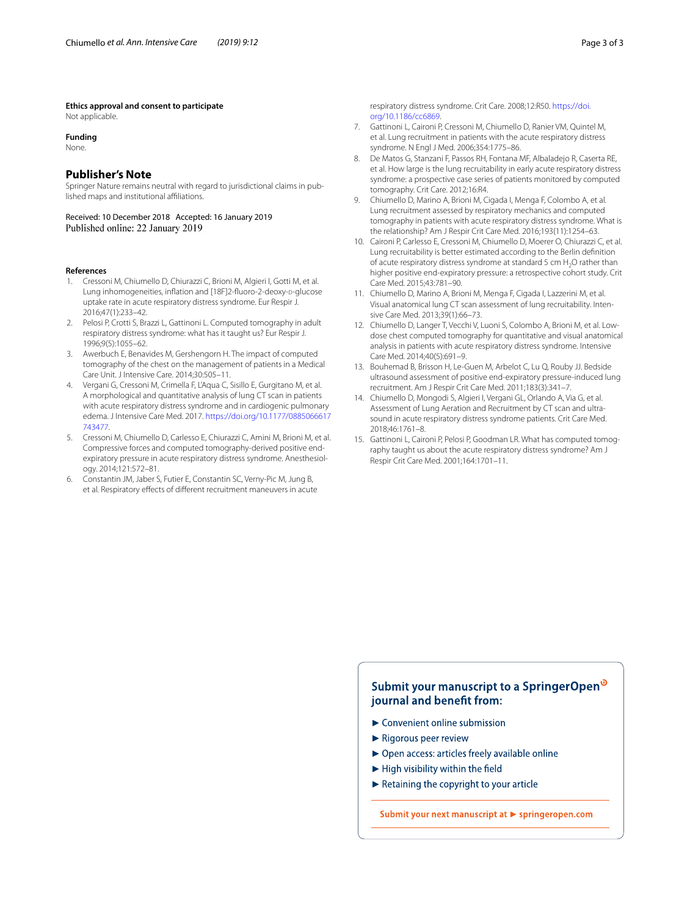**Ethics approval and consent to participate**
Not applicable.

**Funding**
None.

## Publisher's Note

Springer Nature remains neutral with regard to jurisdictional claims in published maps and institutional affiliations.

Received: 10 December 2018 Accepted: 16 January 2019
Published online: 22 January 2019

### References

1. Cressoni M, Chiumello D, Chiurazzi C, Brioni M, Algieri I, Gotti M, et al. Lung inhomogeneities, inflation and [18F]2-fluoro-2-deoxy-D-glucose uptake rate in acute respiratory distress syndrome. Eur Respir J. 2016;47(1):233–42.
2. Pelosi P, Crotti S, Brazzi L, Gattinoni L. Computed tomography in adult respiratory distress syndrome: what has it taught us? Eur Respir J. 1996;9(5):1055–62.
3. Awerbuch E, Benavides M, Gershengorn H. The impact of computed tomography of the chest on the management of patients in a Medical Care Unit. J Intensive Care. 2014;30:505–11.
4. Vergani G, Cressoni M, Crimella F, L'Aqua C, Sisillo E, Gurgitano M, et al. A morphological and quantitative analysis of lung CT scan in patients with acute respiratory distress syndrome and in cardiogenic pulmonary edema. J Intensive Care Med. 2017. https://doi.org/10.1177/0885066617743477.
5. Cressoni M, Chiumello D, Carlesso E, Chiurazzi C, Amini M, Brioni M, et al. Compressive forces and computed tomography-derived positive end-expiratory pressure in acute respiratory distress syndrome. Anesthesiology. 2014;121:572–81.
6. Constantin JM, Jaber S, Futier E, Constantin SC, Verny-Pic M, Jung B, et al. Respiratory effects of different recruitment maneuvers in acute respiratory distress syndrome. Crit Care. 2008;12:R50. https://doi.org/10.1186/cc6869.
7. Gattinoni L, Caironi P, Cressoni M, Chiumello D, Ranier VM, Quintel M, et al. Lung recruitment in patients with the acute respiratory distress syndrome. N Engl J Med. 2006;354:1775–86.
8. De Matos G, Stanzani F, Passos RH, Fontana MF, Albaladejo R, Caserta RE, et al. How large is the lung recruitability in early acute respiratory distress syndrome: a prospective case series of patients monitored by computed tomography. Crit Care. 2012;16:R4.
9. Chiumello D, Marino A, Brioni M, Cigada I, Menga F, Colombo A, et al. Lung recruitment assessed by respiratory mechanics and computed tomography in patients with acute respiratory distress syndrome. What is the relationship? Am J Respir Crit Care Med. 2016;193(11):1254–63.
10. Caironi P, Carlesso E, Cressoni M, Chiumello D, Moerer O, Chiurazzi C, et al. Lung recruitability is better estimated according to the Berlin definition of acute respiratory distress syndrome at standard 5 cm $H_2O$ rather than higher positive end-expiratory pressure: a retrospective cohort study. Crit Care Med. 2015;43:781–90.
11. Chiumello D, Marino A, Brioni M, Menga F, Cigada I, Lazzerini M, et al. Visual anatomical lung CT scan assessment of lung recruitability. Intensive Care Med. 2013;39(1):66–73.
12. Chiumello D, Langer T, Vecchi V, Luoni S, Colombo A, Brioni M, et al. Low-dose chest computed tomography for quantitative and visual anatomical analysis in patients with acute respiratory distress syndrome. Intensive Care Med. 2014;40(5):691–9.
13. Bouhemad B, Brisson H, Le-Guen M, Arbelot C, Lu Q, Rouby JJ. Bedside ultrasound assessment of positive end-expiratory pressure-induced lung recruitment. Am J Respir Crit Care Med. 2011;183(3):341–7.
14. Chiumello D, Mongodi S, Algieri I, Vergani GL, Orlando A, Via G, et al. Assessment of Lung Aeration and Recruitment by CT scan and ultrasound in acute respiratory distress syndrome patients. Crit Care Med. 2018;46:1761–8.
15. Gattinoni L, Caironi P, Pelosi P, Goodman LR. What has computed tomography taught us about the acute respiratory distress syndrome? Am J Respir Crit Care Med. 2001;164:1701–11.

**Submit your manuscript to a SpringerOpen journal and benefit from:**

- Convenient online submission
- Rigorous peer review
- Open access: articles freely available online
- High visibility within the field
- Retaining the copyright to your article

Submit your next manuscript at ▶ springeropen.com